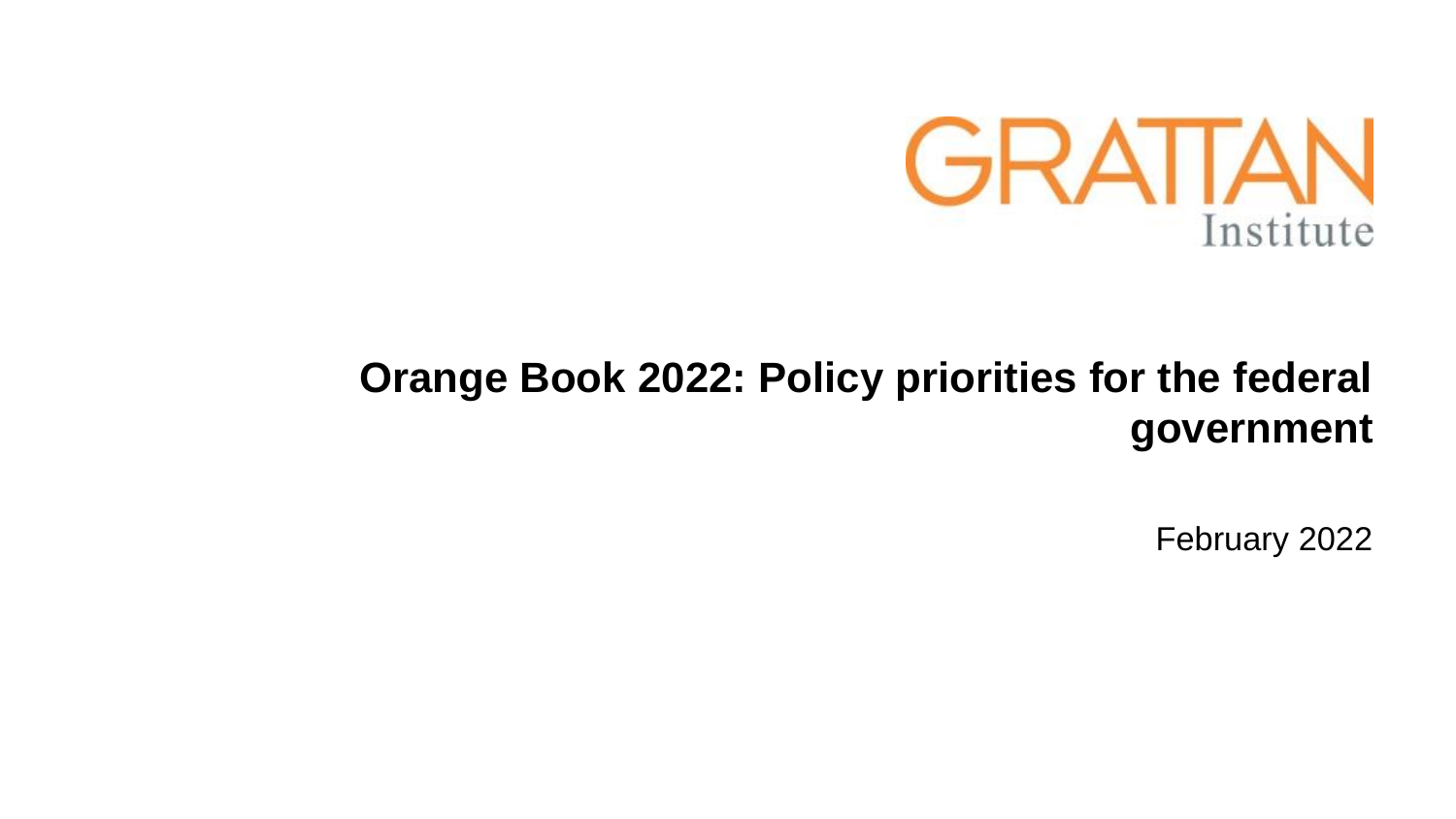GRATTAN Institute

# Orange Book 2022: Policy priorities for the federal government

February 2022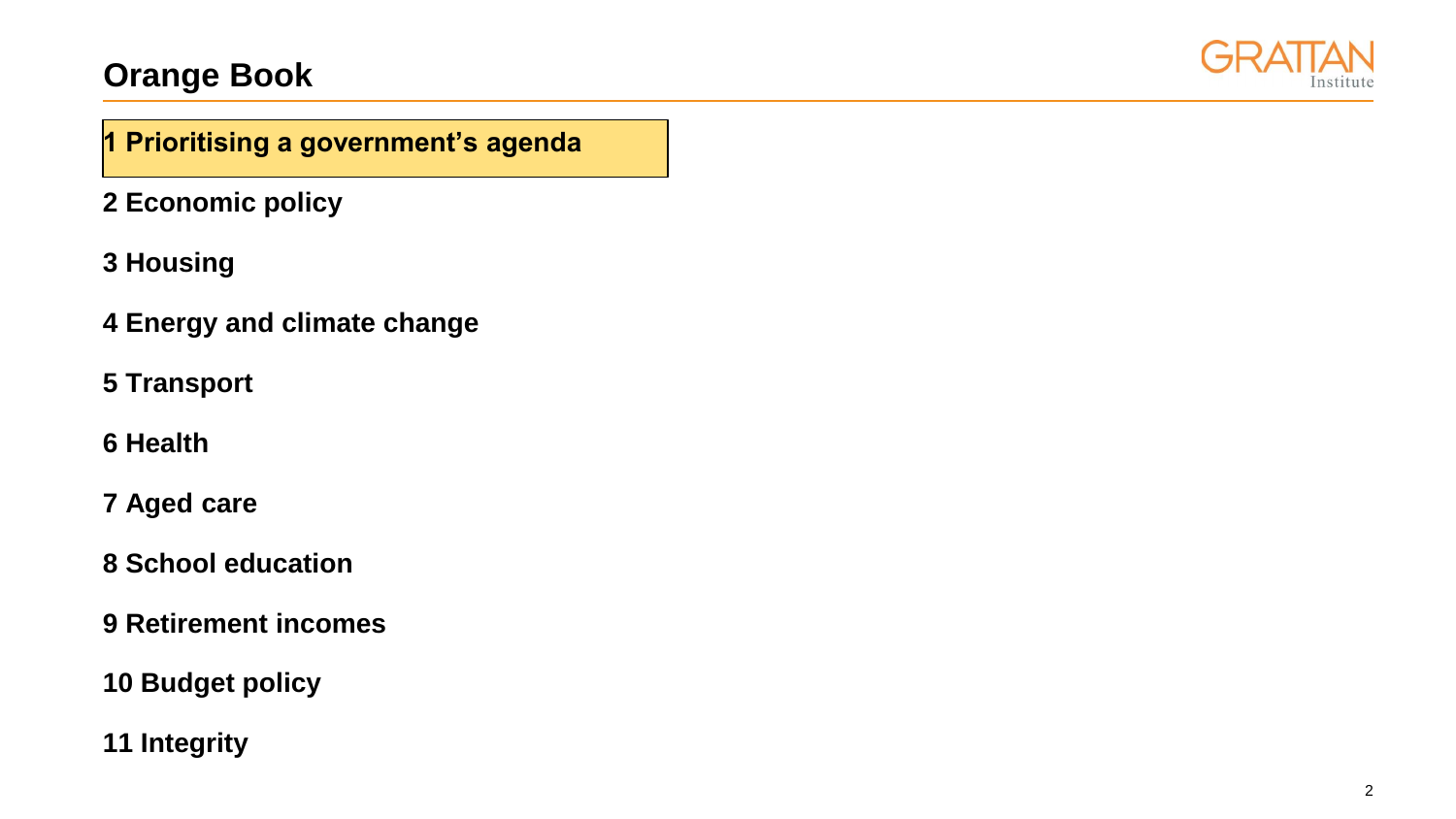# Orange Book

**1 Prioritising a government's agenda**

**2 Economic policy**

**3 Housing**

**4 Energy and climate change**

**5 Transport**

**6 Health**

**7 Aged care**

**8 School education**

**9 Retirement incomes**

**10 Budget policy**

**11 Integrity**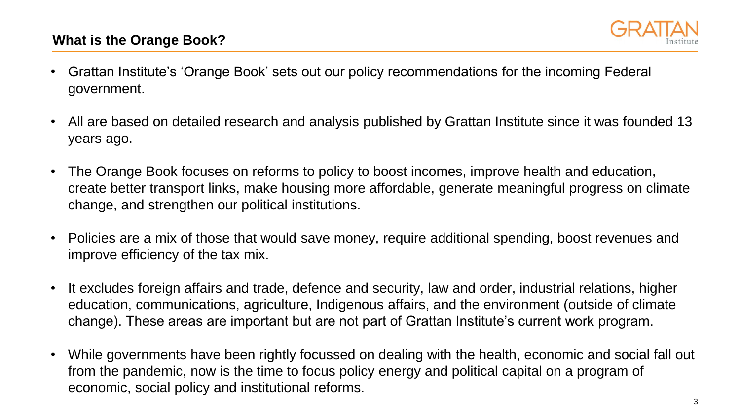## What is the Orange Book?

- Grattan Institute's 'Orange Book' sets out our policy recommendations for the incoming Federal government.
- All are based on detailed research and analysis published by Grattan Institute since it was founded 13 years ago.
- The Orange Book focuses on reforms to policy to boost incomes, improve health and education, create better transport links, make housing more affordable, generate meaningful progress on climate change, and strengthen our political institutions.
- Policies are a mix of those that would save money, require additional spending, boost revenues and improve efficiency of the tax mix.
- It excludes foreign affairs and trade, defence and security, law and order, industrial relations, higher education, communications, agriculture, Indigenous affairs, and the environment (outside of climate change). These areas are important but are not part of Grattan Institute's current work program.
- While governments have been rightly focussed on dealing with the health, economic and social fall out from the pandemic, now is the time to focus policy energy and political capital on a program of economic, social policy and institutional reforms.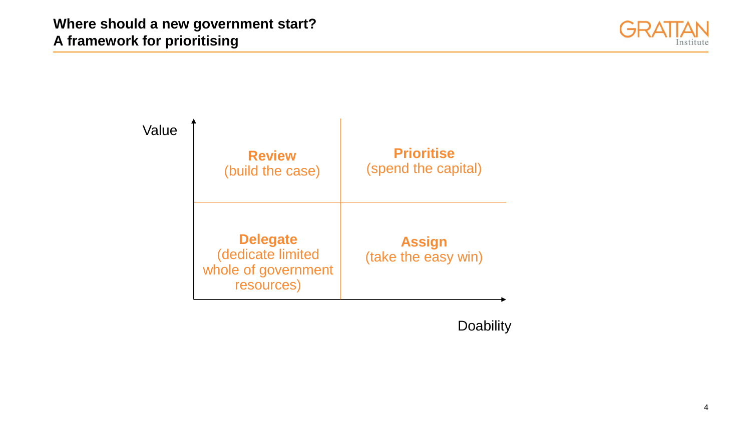## Where should a new government start? A framework for prioritising

| Value ↑ | Low doability | High doability |
| --- | --- | --- |
| High value | **Review** (build the case) | **Prioritise** (spend the capital) |
| Low value | **Delegate** (dedicate limited whole of government resources) | **Assign** (take the easy win) |

Doability →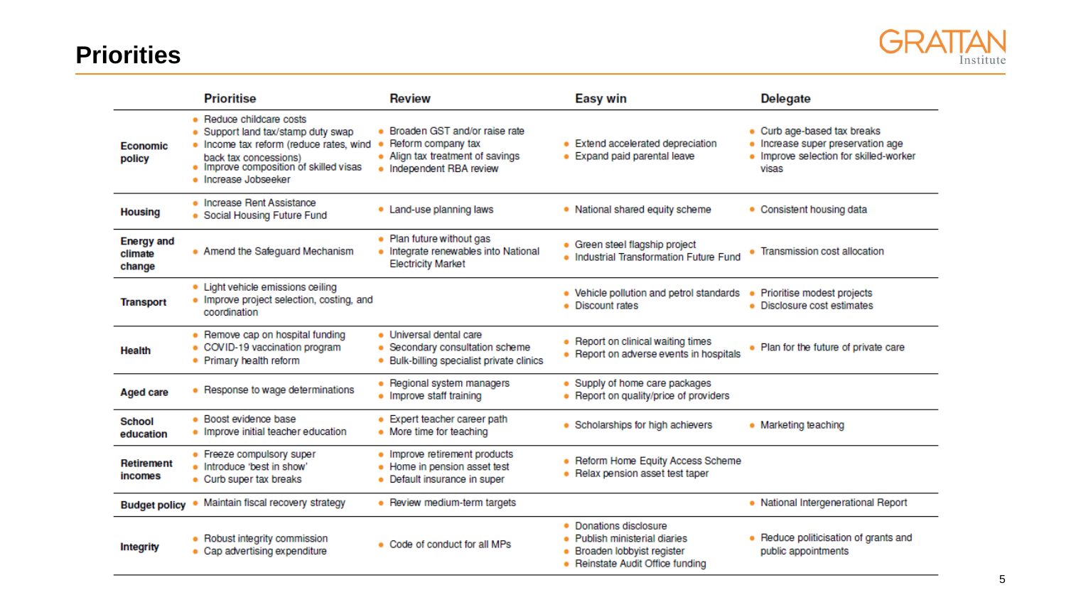# Priorities

| | Prioritise | Review | Easy win | Delegate |
|---|---|---|---|---|
| **Economic policy** | • Reduce childcare costs<br>• Support land tax/stamp duty swap<br>• Income tax reform (reduce rates, wind back tax concessions)<br>• Improve composition of skilled visas<br>• Increase Jobseeker | • Broaden GST and/or raise rate<br>• Reform company tax<br>• Align tax treatment of savings<br>• Independent RBA review | • Extend accelerated depreciation<br>• Expand paid parental leave | • Curb age-based tax breaks<br>• Increase super preservation age<br>• Improve selection for skilled-worker visas |
| **Housing** | • Increase Rent Assistance<br>• Social Housing Future Fund | • Land-use planning laws | • National shared equity scheme | • Consistent housing data |
| **Energy and climate change** | • Amend the Safeguard Mechanism | • Plan future without gas<br>• Integrate renewables into National Electricity Market | • Green steel flagship project<br>• Industrial Transformation Future Fund | • Transmission cost allocation |
| **Transport** | • Light vehicle emissions ceiling<br>• Improve project selection, costing, and coordination | | • Vehicle pollution and petrol standards<br>• Discount rates | • Prioritise modest projects<br>• Disclosure cost estimates |
| **Health** | • Remove cap on hospital funding<br>• COVID-19 vaccination program<br>• Primary health reform | • Universal dental care<br>• Secondary consultation scheme<br>• Bulk-billing specialist private clinics | • Report on clinical waiting times<br>• Report on adverse events in hospitals | • Plan for the future of private care |
| **Aged care** | • Response to wage determinations | • Regional system managers<br>• Improve staff training | • Supply of home care packages<br>• Report on quality/price of providers | |
| **School education** | • Boost evidence base<br>• Improve initial teacher education | • Expert teacher career path<br>• More time for teaching | • Scholarships for high achievers | • Marketing teaching |
| **Retirement incomes** | • Freeze compulsory super<br>• Introduce 'best in show'<br>• Curb super tax breaks | • Improve retirement products<br>• Home in pension asset test<br>• Default insurance in super | • Reform Home Equity Access Scheme<br>• Relax pension asset test taper | |
| **Budget policy** | • Maintain fiscal recovery strategy | • Review medium-term targets | | • National Intergenerational Report |
| **Integrity** | • Robust integrity commission<br>• Cap advertising expenditure | • Code of conduct for all MPs | • Donations disclosure<br>• Publish ministerial diaries<br>• Broaden lobbyist register<br>• Reinstate Audit Office funding | • Reduce politicisation of grants and public appointments |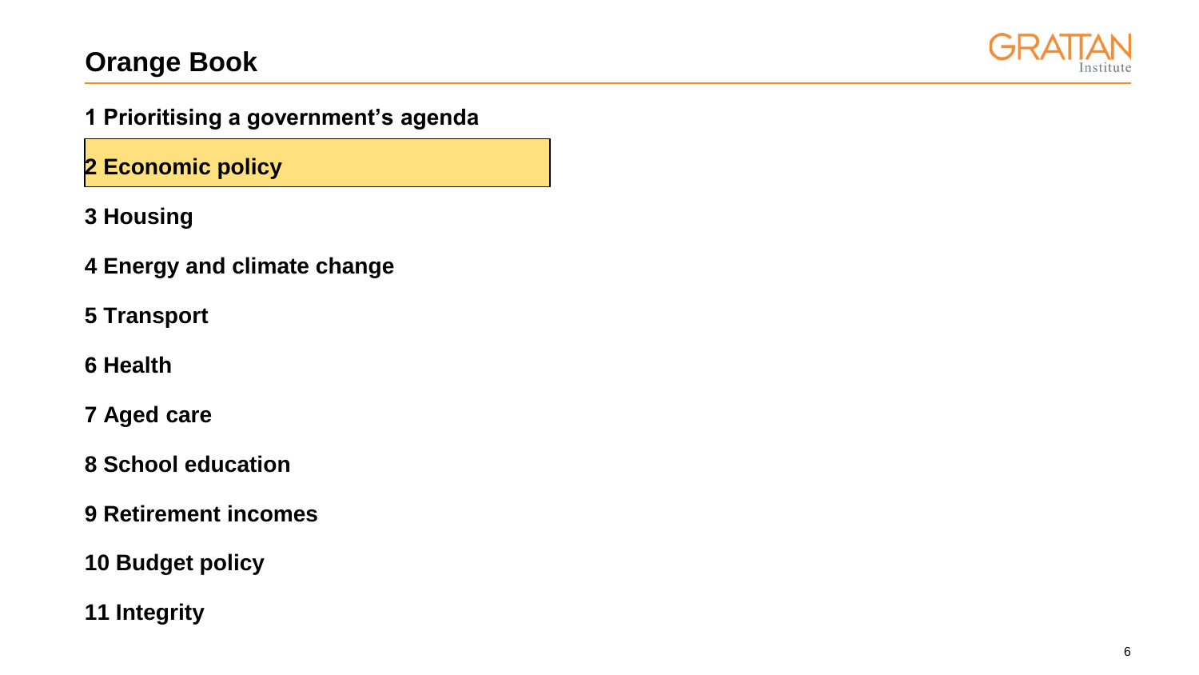# Orange Book

1 Prioritising a government's agenda

**2 Economic policy**

3 Housing

4 Energy and climate change

5 Transport

6 Health

7 Aged care

8 School education

9 Retirement incomes

10 Budget policy

11 Integrity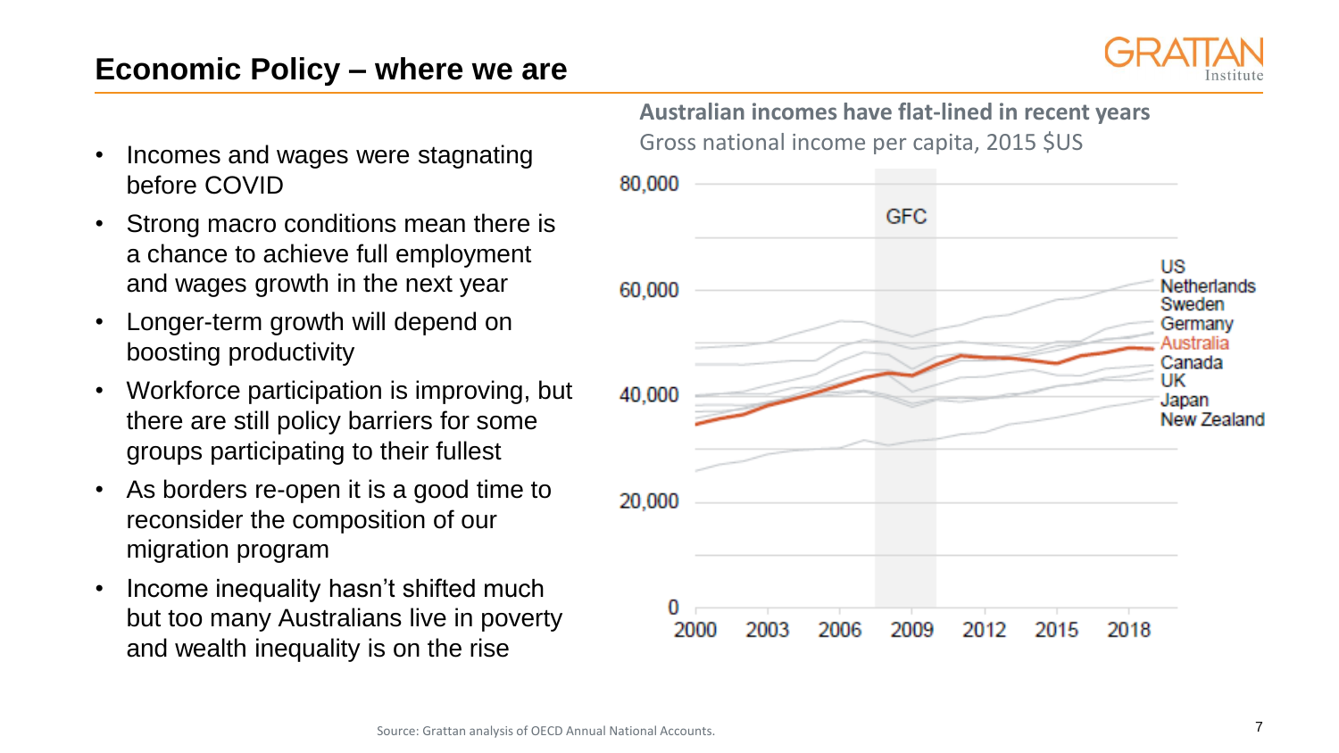# Economic Policy – where we are

- Incomes and wages were stagnating before COVID
- Strong macro conditions mean there is a chance to achieve full employment and wages growth in the next year
- Longer-term growth will depend on boosting productivity
- Workforce participation is improving, but there are still policy barriers for some groups participating to their fullest
- As borders re-open it is a good time to reconsider the composition of our migration program
- Income inequality hasn't shifted much but too many Australians live in poverty and wealth inequality is on the rise

**Australian incomes have flat-lined in recent years**

Gross national income per capita, 2015 $US

Source: Grattan analysis of OECD Annual National Accounts.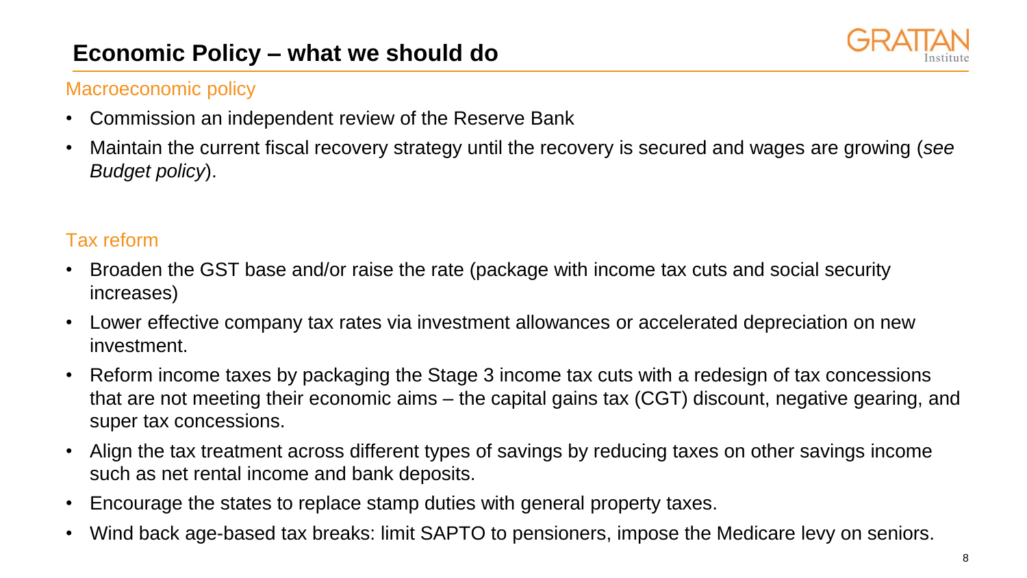# Economic Policy – what we should do

## Macroeconomic policy

- Commission an independent review of the Reserve Bank
- Maintain the current fiscal recovery strategy until the recovery is secured and wages are growing (*see Budget policy*).

## Tax reform

- Broaden the GST base and/or raise the rate (package with income tax cuts and social security increases)
- Lower effective company tax rates via investment allowances or accelerated depreciation on new investment.
- Reform income taxes by packaging the Stage 3 income tax cuts with a redesign of tax concessions that are not meeting their economic aims – the capital gains tax (CGT) discount, negative gearing, and super tax concessions.
- Align the tax treatment across different types of savings by reducing taxes on other savings income such as net rental income and bank deposits.
- Encourage the states to replace stamp duties with general property taxes.
- Wind back age-based tax breaks: limit SAPTO to pensioners, impose the Medicare levy on seniors.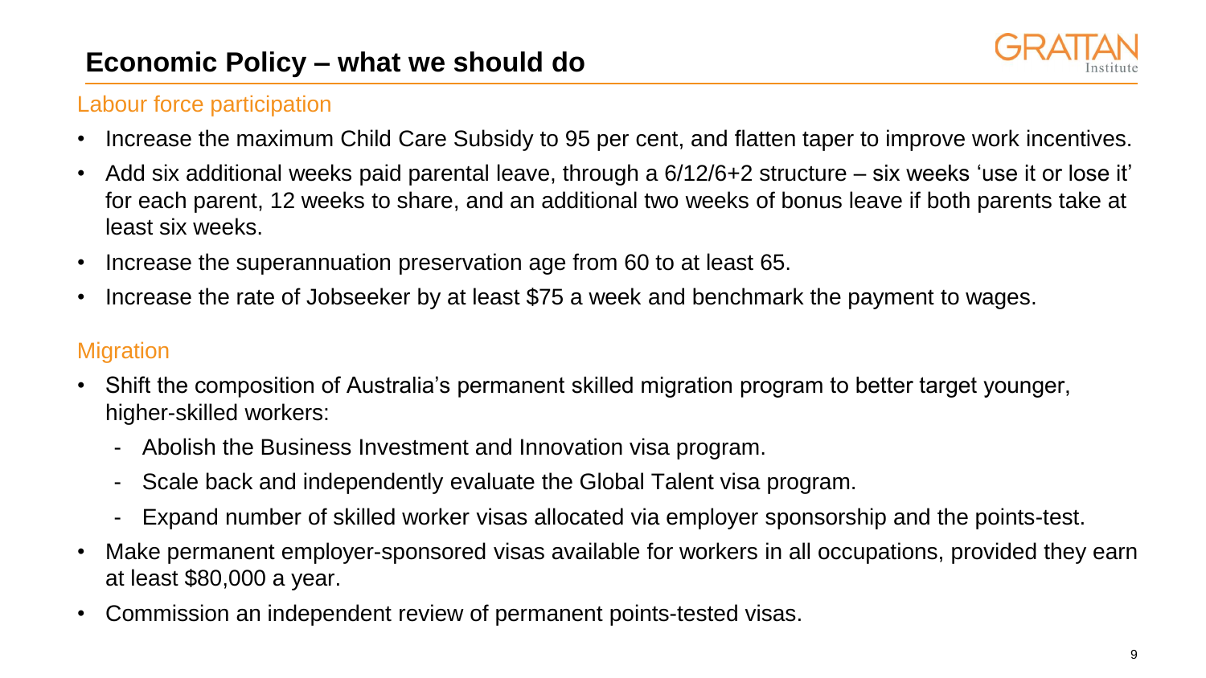# Economic Policy – what we should do

## Labour force participation

- Increase the maximum Child Care Subsidy to 95 per cent, and flatten taper to improve work incentives.
- Add six additional weeks paid parental leave, through a 6/12/6+2 structure – six weeks 'use it or lose it' for each parent, 12 weeks to share, and an additional two weeks of bonus leave if both parents take at least six weeks.
- Increase the superannuation preservation age from 60 to at least 65.
- Increase the rate of Jobseeker by at least $75 a week and benchmark the payment to wages.

## Migration

- Shift the composition of Australia's permanent skilled migration program to better target younger, higher-skilled workers:
  - Abolish the Business Investment and Innovation visa program.
  - Scale back and independently evaluate the Global Talent visa program.
  - Expand number of skilled worker visas allocated via employer sponsorship and the points-test.
- Make permanent employer-sponsored visas available for workers in all occupations, provided they earn at least $80,000 a year.
- Commission an independent review of permanent points-tested visas.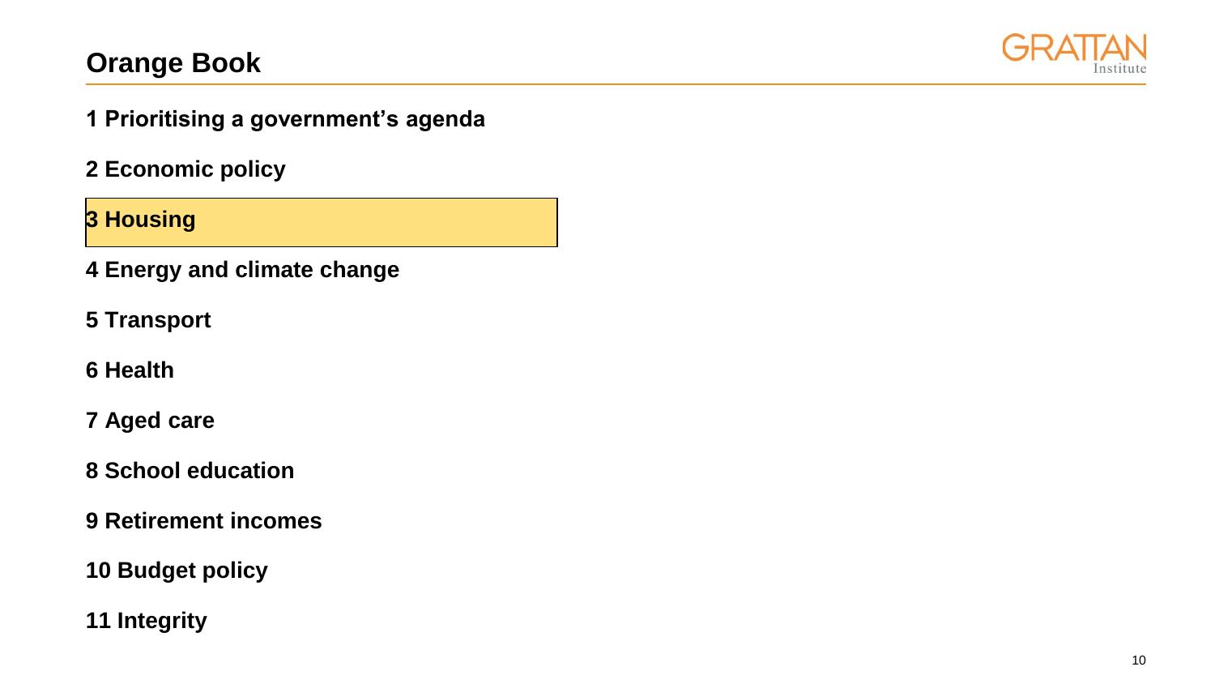# Orange Book

**1 Prioritising a government's agenda**

**2 Economic policy**

**3 Housing**

**4 Energy and climate change**

**5 Transport**

**6 Health**

**7 Aged care**

**8 School education**

**9 Retirement incomes**

**10 Budget policy**

**11 Integrity**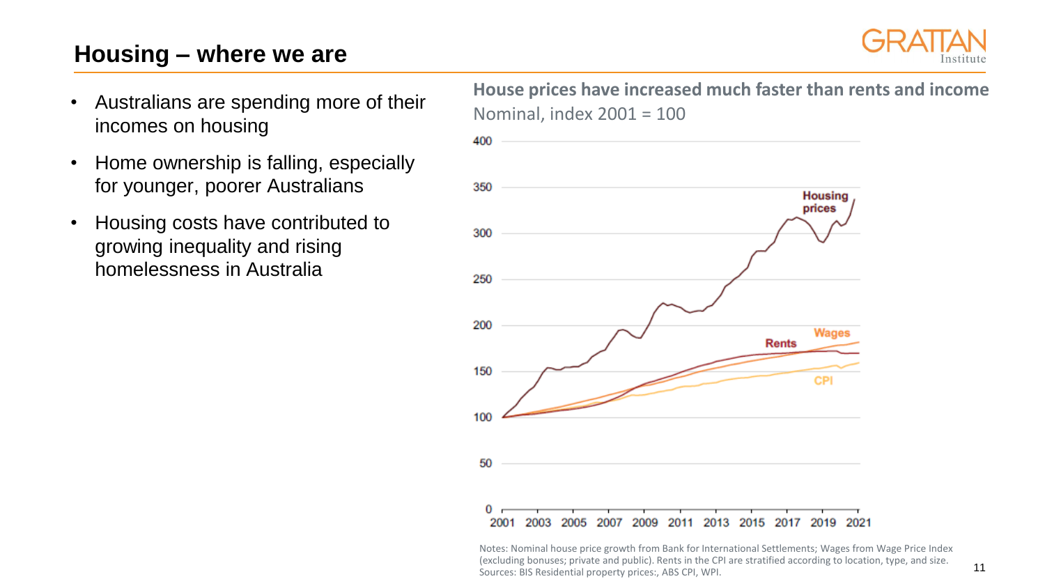## Housing – where we are

- Australians are spending more of their incomes on housing
- Home ownership is falling, especially for younger, poorer Australians
- Housing costs have contributed to growing inequality and rising homelessness in Australia

**House prices have increased much faster than rents and income**

Nominal, index 2001 = 100

Notes: Nominal house price growth from Bank for International Settlements; Wages from Wage Price Index (excluding bonuses; private and public). Rents in the CPI are stratified according to location, type, and size.
Sources: BIS Residential property prices:, ABS CPI, WPI.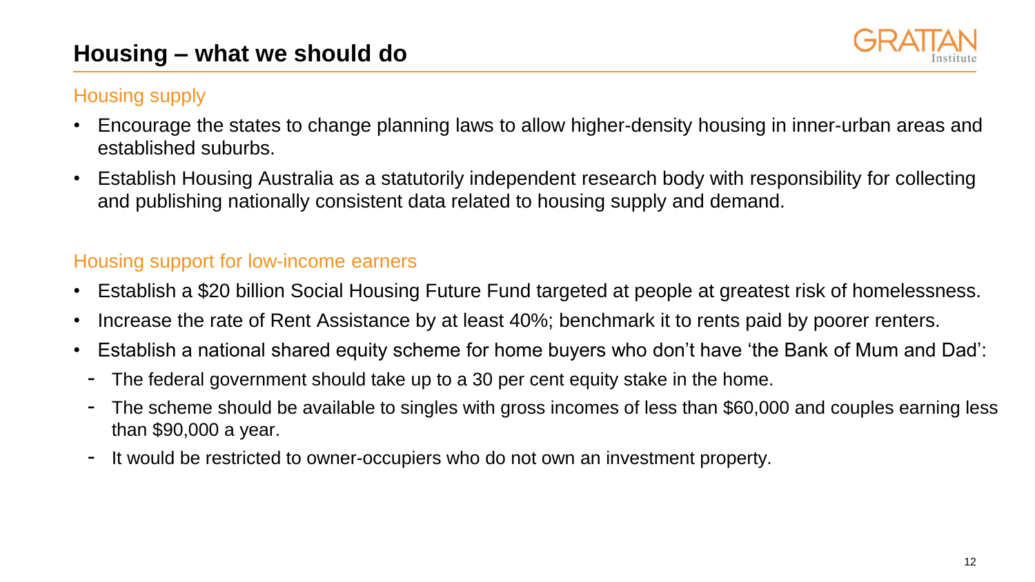# Housing – what we should do

## Housing supply

- Encourage the states to change planning laws to allow higher-density housing in inner-urban areas and established suburbs.
- Establish Housing Australia as a statutorily independent research body with responsibility for collecting and publishing nationally consistent data related to housing supply and demand.

## Housing support for low-income earners

- Establish a $20 billion Social Housing Future Fund targeted at people at greatest risk of homelessness.
- Increase the rate of Rent Assistance by at least 40%; benchmark it to rents paid by poorer renters.
- Establish a national shared equity scheme for home buyers who don't have 'the Bank of Mum and Dad':
  - The federal government should take up to a 30 per cent equity stake in the home.
  - The scheme should be available to singles with gross incomes of less than $60,000 and couples earning less than $90,000 a year.
  - It would be restricted to owner-occupiers who do not own an investment property.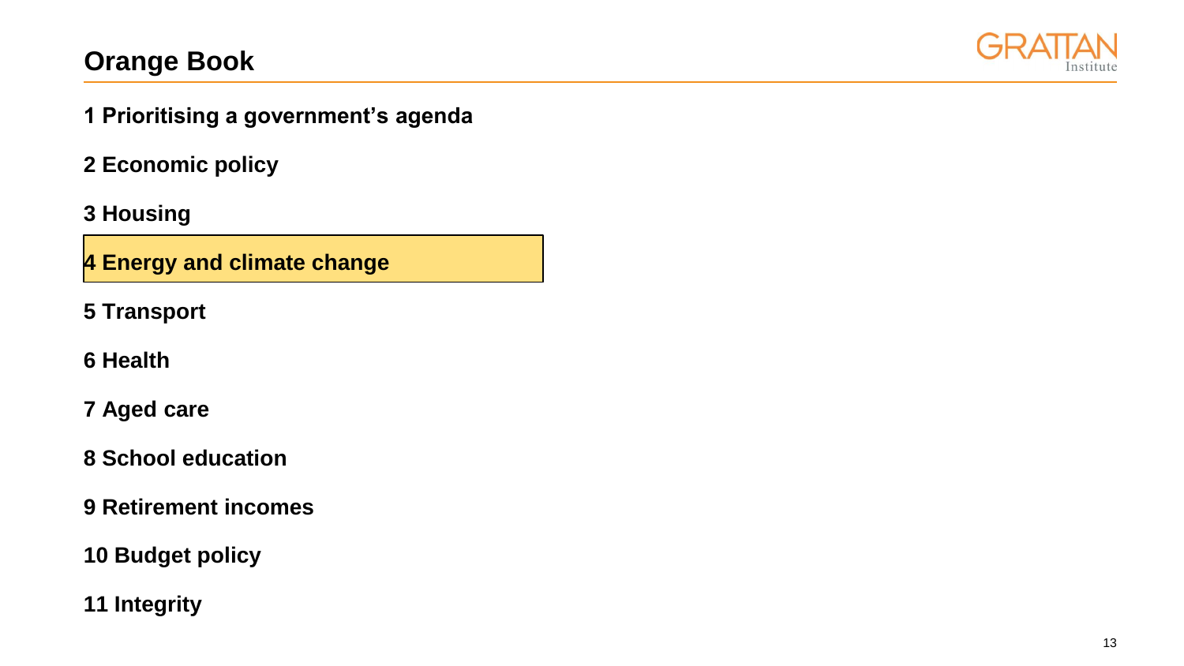# Orange Book

1 Prioritising a government's agenda

2 Economic policy

3 Housing

**4 Energy and climate change**

5 Transport

6 Health

7 Aged care

8 School education

9 Retirement incomes

10 Budget policy

11 Integrity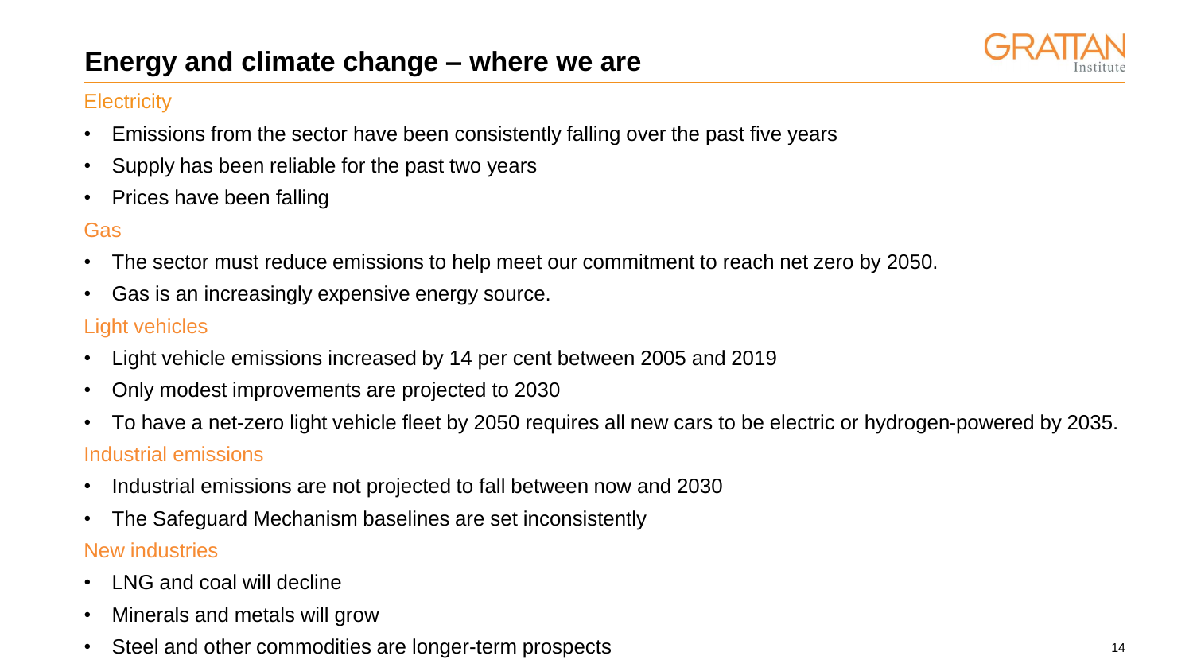# Energy and climate change – where we are

## Electricity

- Emissions from the sector have been consistently falling over the past five years
- Supply has been reliable for the past two years
- Prices have been falling

## Gas

- The sector must reduce emissions to help meet our commitment to reach net zero by 2050.
- Gas is an increasingly expensive energy source.

## Light vehicles

- Light vehicle emissions increased by 14 per cent between 2005 and 2019
- Only modest improvements are projected to 2030
- To have a net-zero light vehicle fleet by 2050 requires all new cars to be electric or hydrogen-powered by 2035.

## Industrial emissions

- Industrial emissions are not projected to fall between now and 2030
- The Safeguard Mechanism baselines are set inconsistently

## New industries

- LNG and coal will decline
- Minerals and metals will grow
- Steel and other commodities are longer-term prospects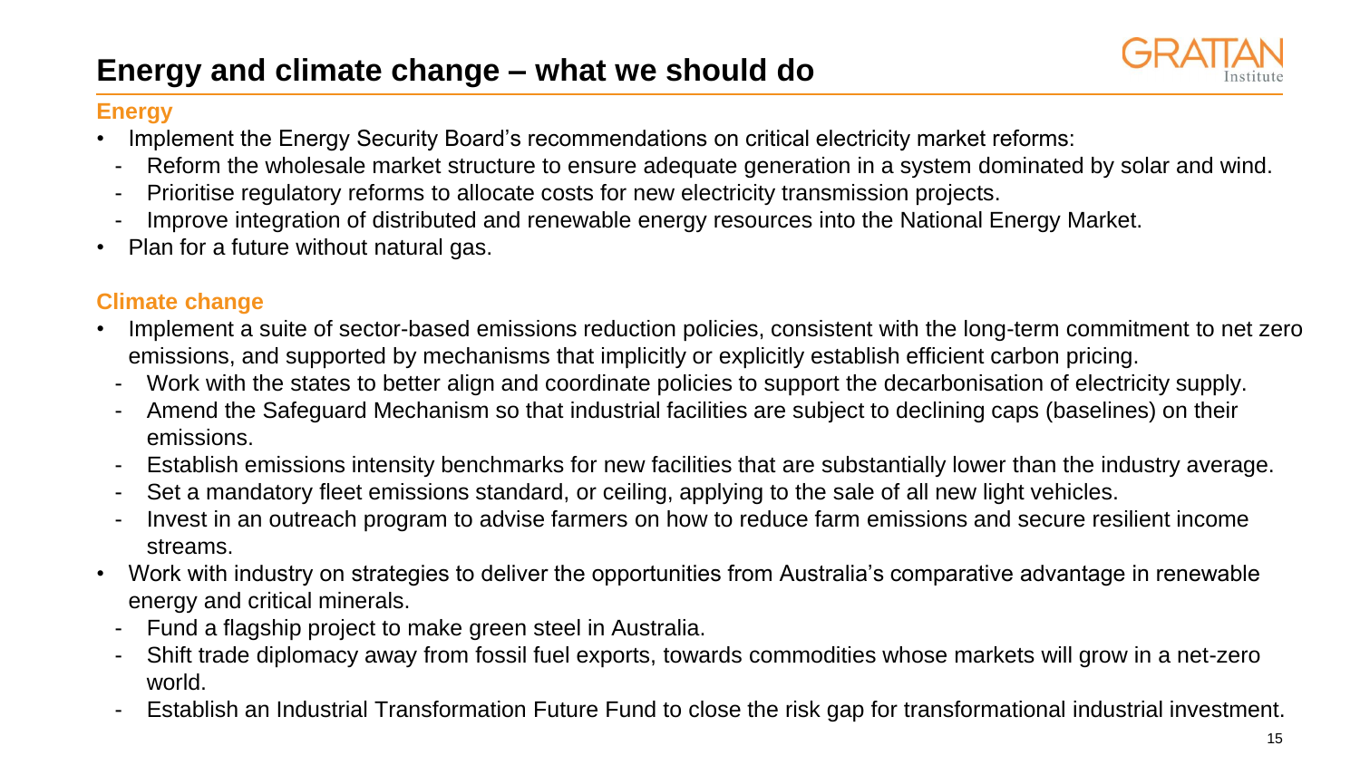# Energy and climate change – what we should do

## Energy

- Implement the Energy Security Board's recommendations on critical electricity market reforms:
  - Reform the wholesale market structure to ensure adequate generation in a system dominated by solar and wind.
  - Prioritise regulatory reforms to allocate costs for new electricity transmission projects.
  - Improve integration of distributed and renewable energy resources into the National Energy Market.
- Plan for a future without natural gas.

## Climate change

- Implement a suite of sector-based emissions reduction policies, consistent with the long-term commitment to net zero emissions, and supported by mechanisms that implicitly or explicitly establish efficient carbon pricing.
  - Work with the states to better align and coordinate policies to support the decarbonisation of electricity supply.
  - Amend the Safeguard Mechanism so that industrial facilities are subject to declining caps (baselines) on their emissions.
  - Establish emissions intensity benchmarks for new facilities that are substantially lower than the industry average.
  - Set a mandatory fleet emissions standard, or ceiling, applying to the sale of all new light vehicles.
  - Invest in an outreach program to advise farmers on how to reduce farm emissions and secure resilient income streams.
- Work with industry on strategies to deliver the opportunities from Australia's comparative advantage in renewable energy and critical minerals.
  - Fund a flagship project to make green steel in Australia.
  - Shift trade diplomacy away from fossil fuel exports, towards commodities whose markets will grow in a net-zero world.
  - Establish an Industrial Transformation Future Fund to close the risk gap for transformational industrial investment.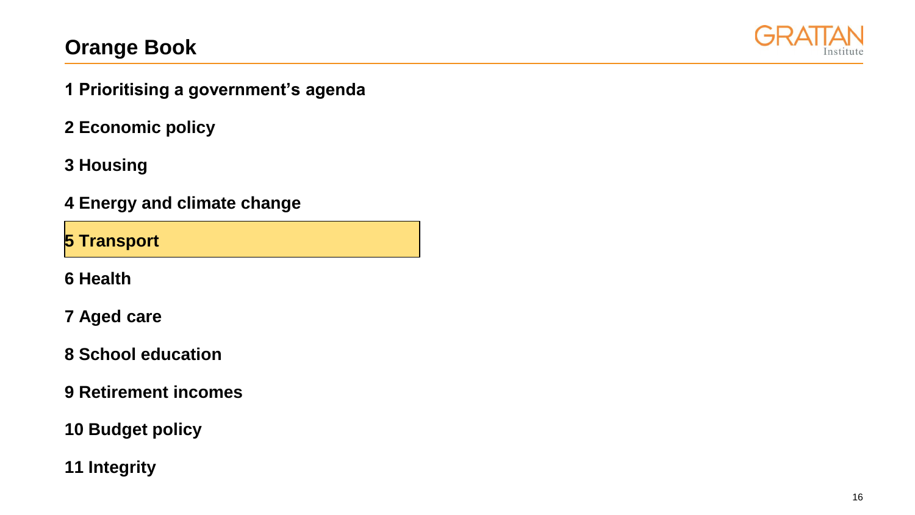# Orange Book

**1 Prioritising a government's agenda**

**2 Economic policy**

**3 Housing**

**4 Energy and climate change**

**5 Transport**

**6 Health**

**7 Aged care**

**8 School education**

**9 Retirement incomes**

**10 Budget policy**

**11 Integrity**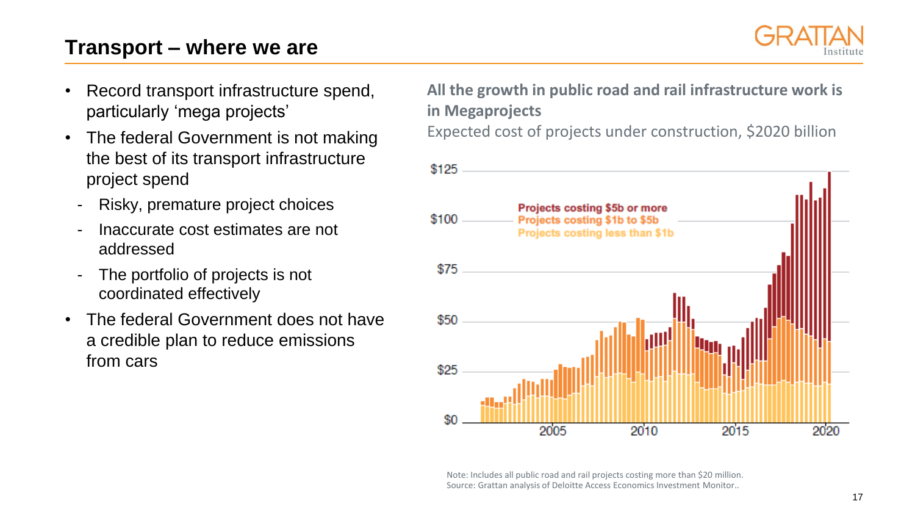## Transport – where we are

- Record transport infrastructure spend, particularly 'mega projects'
- The federal Government is not making the best of its transport infrastructure project spend
  - Risky, premature project choices
  - Inaccurate cost estimates are not addressed
  - The portfolio of projects is not coordinated effectively
- The federal Government does not have a credible plan to reduce emissions from cars

**All the growth in public road and rail infrastructure work is in Megaprojects**

Expected cost of projects under construction, $2020 billion

Note: Includes all public road and rail projects costing more than $20 million.
Source: Grattan analysis of Deloitte Access Economics Investment Monitor..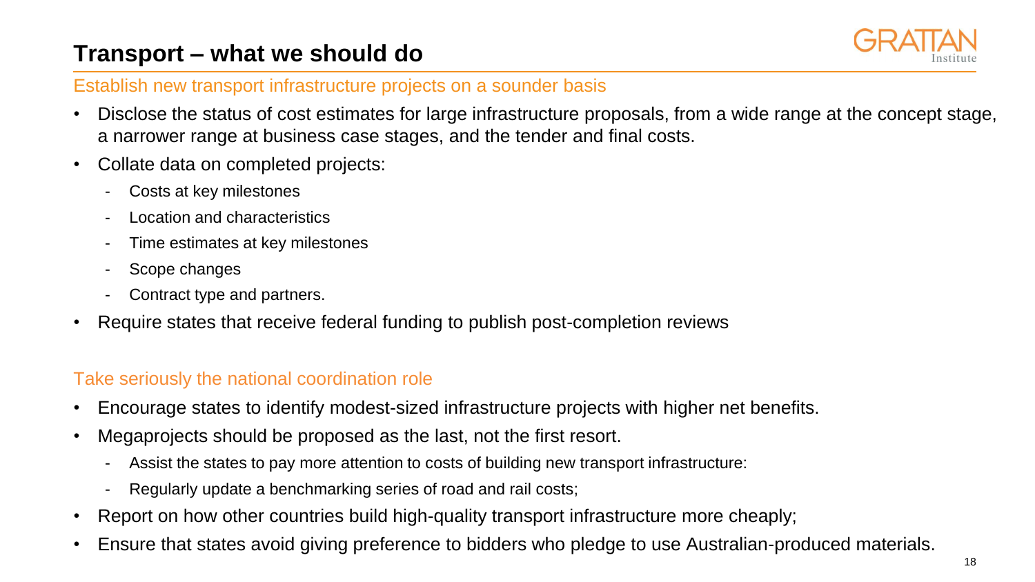# Transport – what we should do

## Establish new transport infrastructure projects on a sounder basis

- Disclose the status of cost estimates for large infrastructure proposals, from a wide range at the concept stage, a narrower range at business case stages, and the tender and final costs.
- Collate data on completed projects:
  - Costs at key milestones
  - Location and characteristics
  - Time estimates at key milestones
  - Scope changes
  - Contract type and partners.
- Require states that receive federal funding to publish post-completion reviews

## Take seriously the national coordination role

- Encourage states to identify modest-sized infrastructure projects with higher net benefits.
- Megaprojects should be proposed as the last, not the first resort.
  - Assist the states to pay more attention to costs of building new transport infrastructure:
  - Regularly update a benchmarking series of road and rail costs;
- Report on how other countries build high-quality transport infrastructure more cheaply;
- Ensure that states avoid giving preference to bidders who pledge to use Australian-produced materials.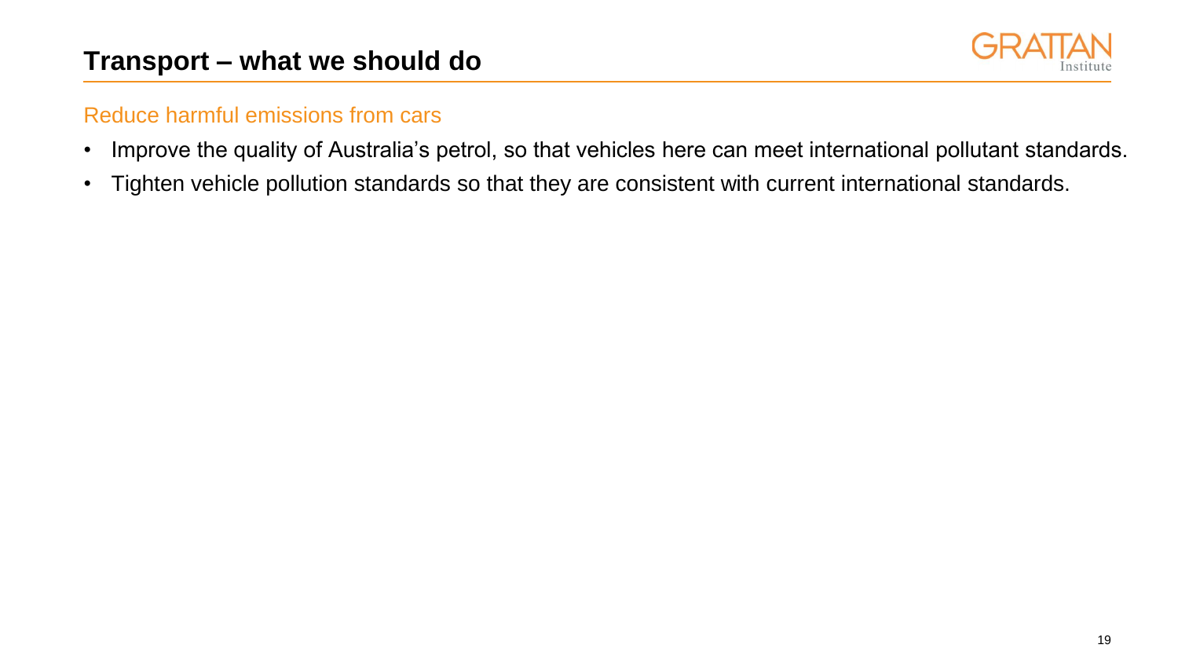# Transport – what we should do

## Reduce harmful emissions from cars

- Improve the quality of Australia's petrol, so that vehicles here can meet international pollutant standards.
- Tighten vehicle pollution standards so that they are consistent with current international standards.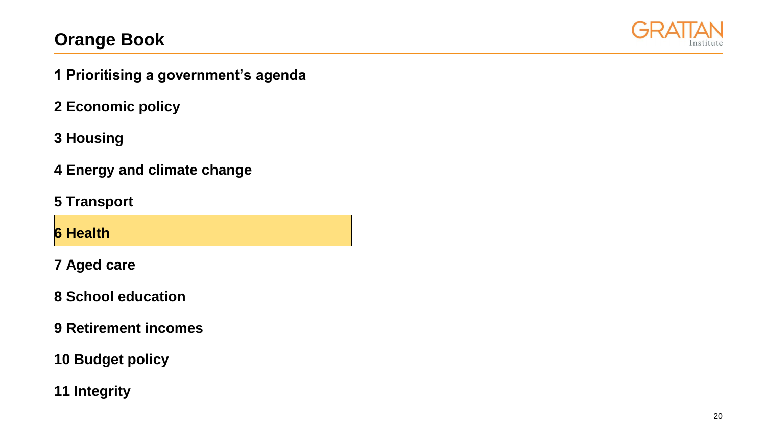# Orange Book

**1 Prioritising a government's agenda**

**2 Economic policy**

**3 Housing**

**4 Energy and climate change**

**5 Transport**

**6 Health**

**7 Aged care**

**8 School education**

**9 Retirement incomes**

**10 Budget policy**

**11 Integrity**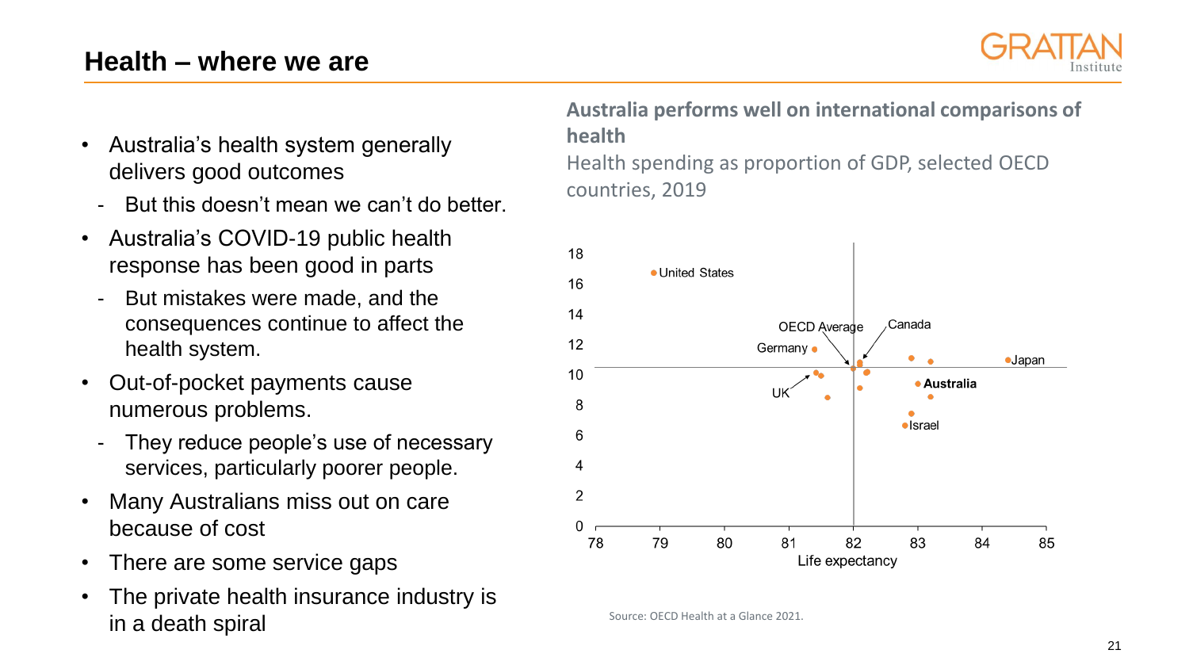# Health – where we are

- Australia's health system generally delivers good outcomes
  - But this doesn't mean we can't do better.
- Australia's COVID-19 public health response has been good in parts
  - But mistakes were made, and the consequences continue to affect the health system.
- Out-of-pocket payments cause numerous problems.
  - They reduce people's use of necessary services, particularly poorer people.
- Many Australians miss out on care because of cost
- There are some service gaps
- The private health insurance industry is in a death spiral

**Australia performs well on international comparisons of health**

Health spending as proportion of GDP, selected OECD countries, 2019

Source: OECD Health at a Glance 2021.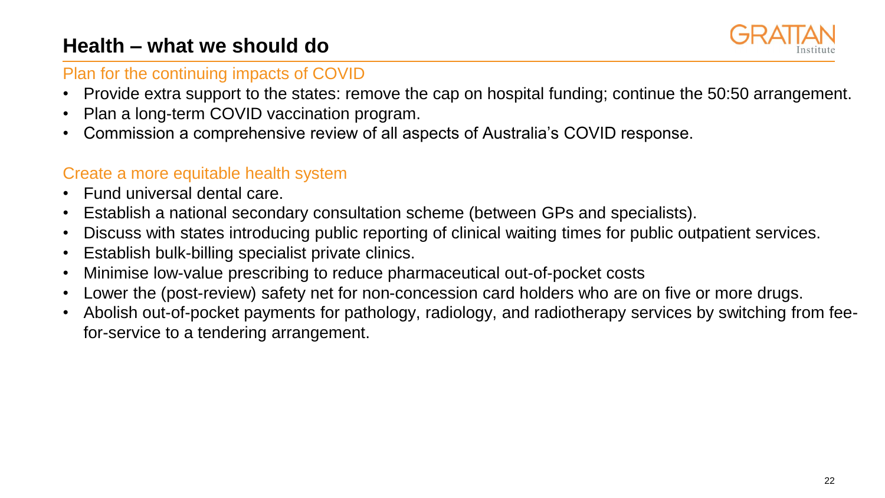# Health – what we should do

## Plan for the continuing impacts of COVID

- Provide extra support to the states: remove the cap on hospital funding; continue the 50:50 arrangement.
- Plan a long-term COVID vaccination program.
- Commission a comprehensive review of all aspects of Australia's COVID response.

## Create a more equitable health system

- Fund universal dental care.
- Establish a national secondary consultation scheme (between GPs and specialists).
- Discuss with states introducing public reporting of clinical waiting times for public outpatient services.
- Establish bulk-billing specialist private clinics.
- Minimise low-value prescribing to reduce pharmaceutical out-of-pocket costs
- Lower the (post-review) safety net for non-concession card holders who are on five or more drugs.
- Abolish out-of-pocket payments for pathology, radiology, and radiotherapy services by switching from fee-for-service to a tendering arrangement.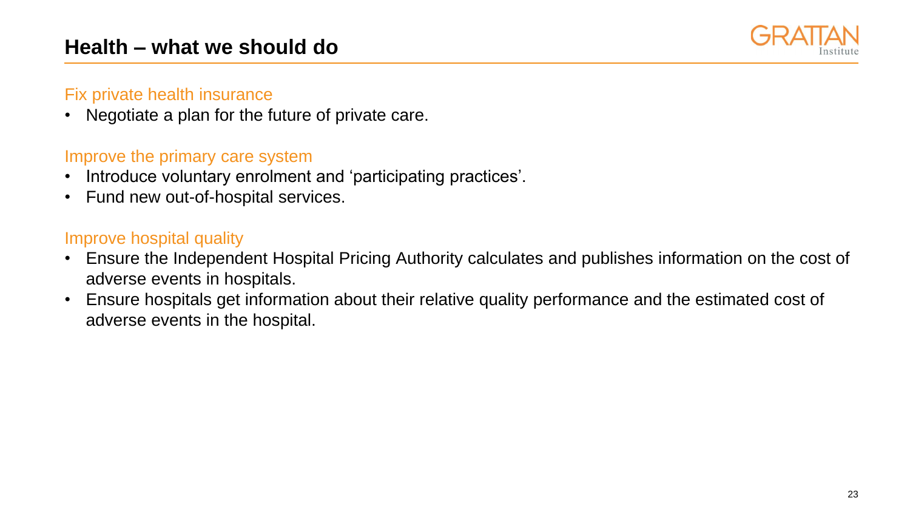# Health – what we should do

### Fix private health insurance

- Negotiate a plan for the future of private care.

### Improve the primary care system

- Introduce voluntary enrolment and 'participating practices'.
- Fund new out-of-hospital services.

### Improve hospital quality

- Ensure the Independent Hospital Pricing Authority calculates and publishes information on the cost of adverse events in hospitals.
- Ensure hospitals get information about their relative quality performance and the estimated cost of adverse events in the hospital.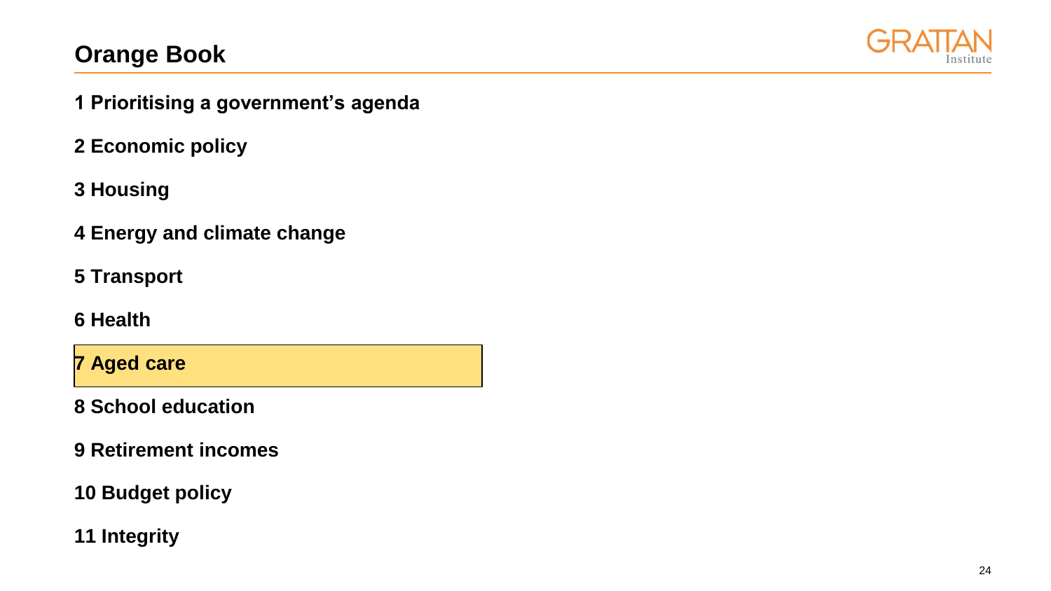# Orange Book

1 Prioritising a government's agenda

2 Economic policy

3 Housing

4 Energy and climate change

5 Transport

6 Health

**7 Aged care**

8 School education

9 Retirement incomes

10 Budget policy

11 Integrity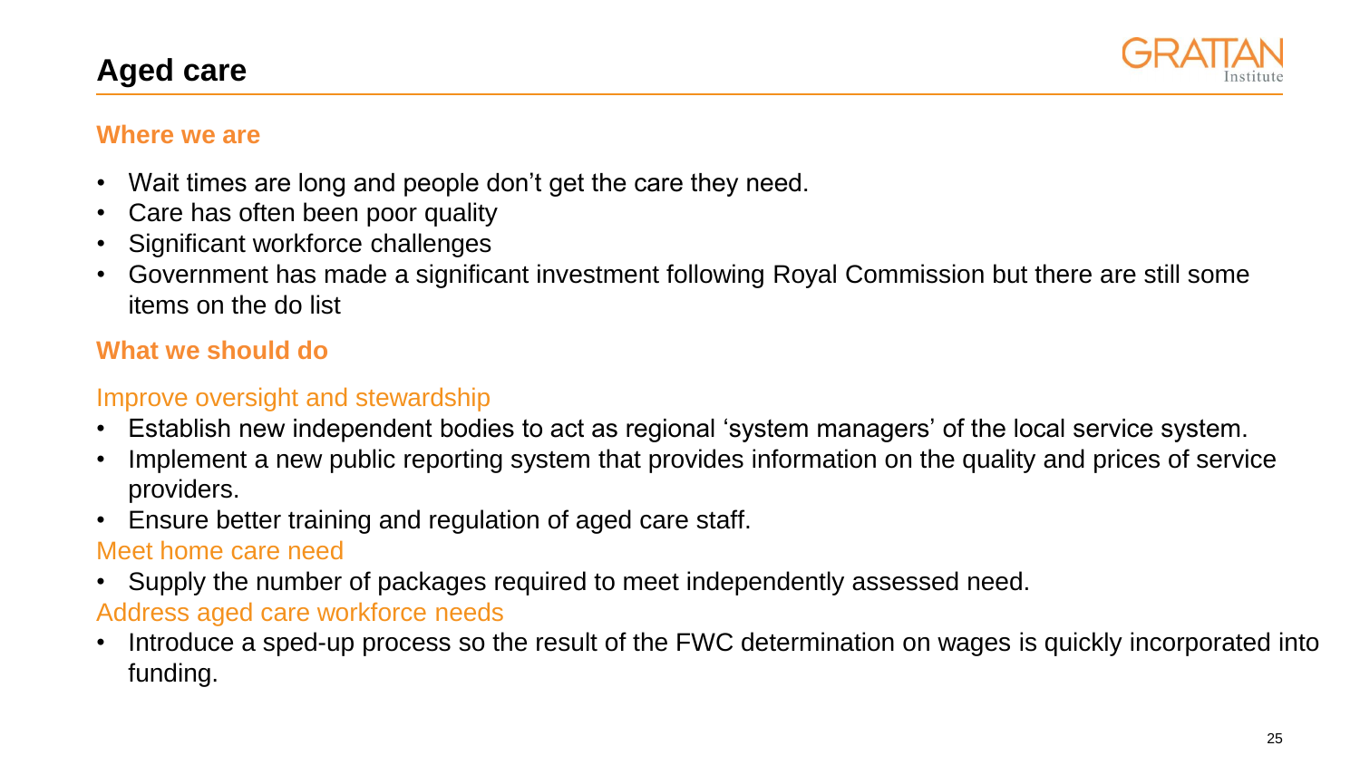# Aged care

## Where we are

- Wait times are long and people don't get the care they need.
- Care has often been poor quality
- Significant workforce challenges
- Government has made a significant investment following Royal Commission but there are still some items on the do list

## What we should do

### Improve oversight and stewardship

- Establish new independent bodies to act as regional 'system managers' of the local service system.
- Implement a new public reporting system that provides information on the quality and prices of service providers.
- Ensure better training and regulation of aged care staff.

### Meet home care need

- Supply the number of packages required to meet independently assessed need.

### Address aged care workforce needs

- Introduce a sped-up process so the result of the FWC determination on wages is quickly incorporated into funding.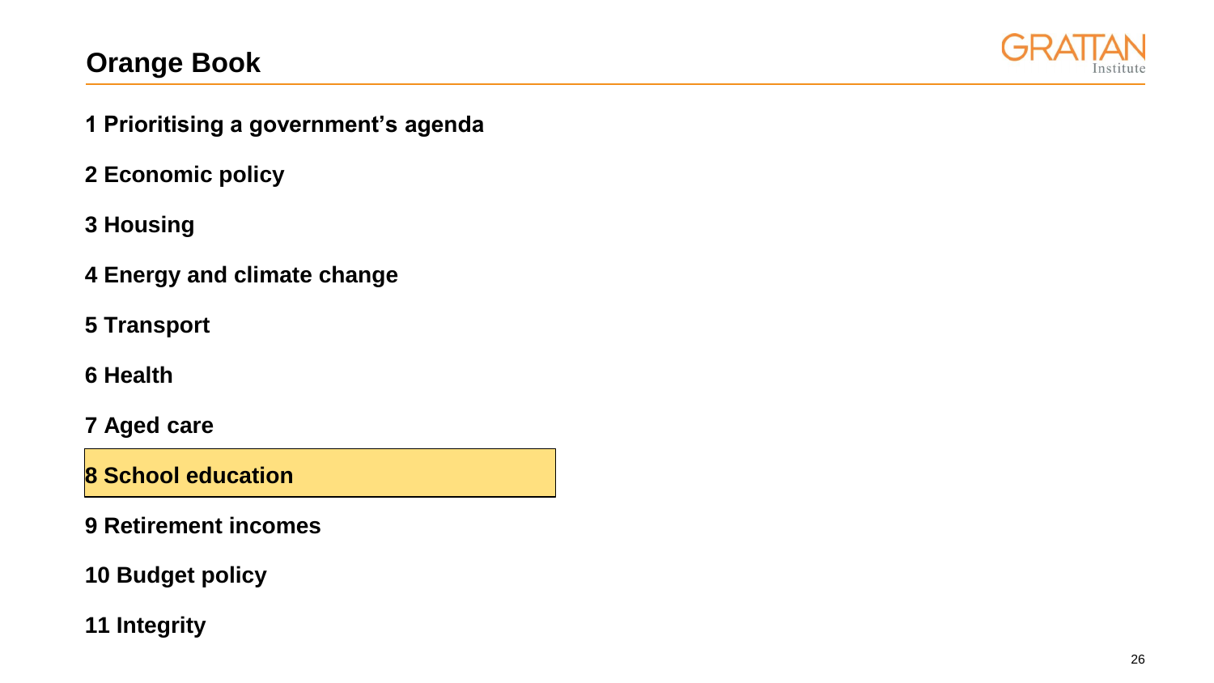# Orange Book

**1 Prioritising a government's agenda**

**2 Economic policy**

**3 Housing**

**4 Energy and climate change**

**5 Transport**

**6 Health**

**7 Aged care**

**8 School education**

**9 Retirement incomes**

**10 Budget policy**

**11 Integrity**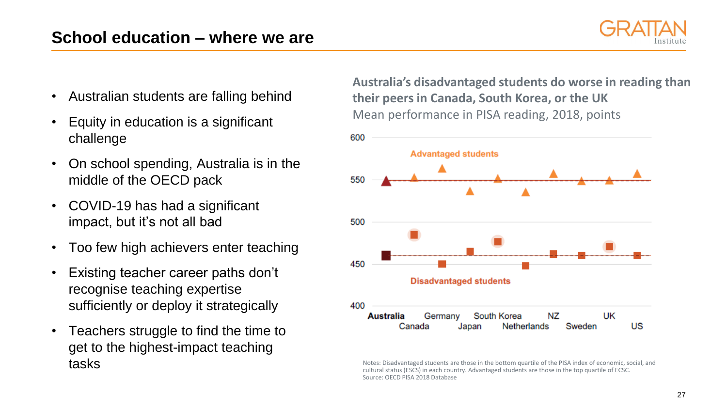## School education – where we are

- Australian students are falling behind
- Equity in education is a significant challenge
- On school spending, Australia is in the middle of the OECD pack
- COVID-19 has had a significant impact, but it's not all bad
- Too few high achievers enter teaching
- Existing teacher career paths don't recognise teaching expertise sufficiently or deploy it strategically
- Teachers struggle to find the time to get to the highest-impact teaching tasks

**Australia's disadvantaged students do worse in reading than their peers in Canada, South Korea, or the UK**

Mean performance in PISA reading, 2018, points

Notes: Disadvantaged students are those in the bottom quartile of the PISA index of economic, social, and cultural status (ESCS) in each country. Advantaged students are those in the top quartile of ECSC.
Source: OECD PISA 2018 Database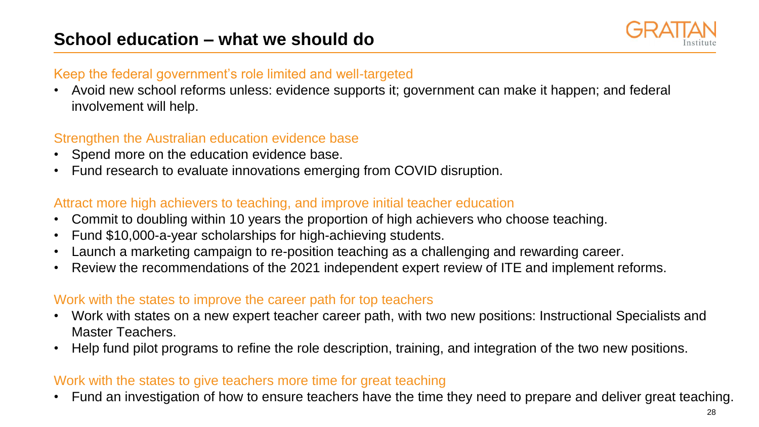# School education – what we should do

### Keep the federal government's role limited and well-targeted

- Avoid new school reforms unless: evidence supports it; government can make it happen; and federal involvement will help.

### Strengthen the Australian education evidence base

- Spend more on the education evidence base.
- Fund research to evaluate innovations emerging from COVID disruption.

### Attract more high achievers to teaching, and improve initial teacher education

- Commit to doubling within 10 years the proportion of high achievers who choose teaching.
- Fund $10,000-a-year scholarships for high-achieving students.
- Launch a marketing campaign to re-position teaching as a challenging and rewarding career.
- Review the recommendations of the 2021 independent expert review of ITE and implement reforms.

### Work with the states to improve the career path for top teachers

- Work with states on a new expert teacher career path, with two new positions: Instructional Specialists and Master Teachers.
- Help fund pilot programs to refine the role description, training, and integration of the two new positions.

### Work with the states to give teachers more time for great teaching

- Fund an investigation of how to ensure teachers have the time they need to prepare and deliver great teaching.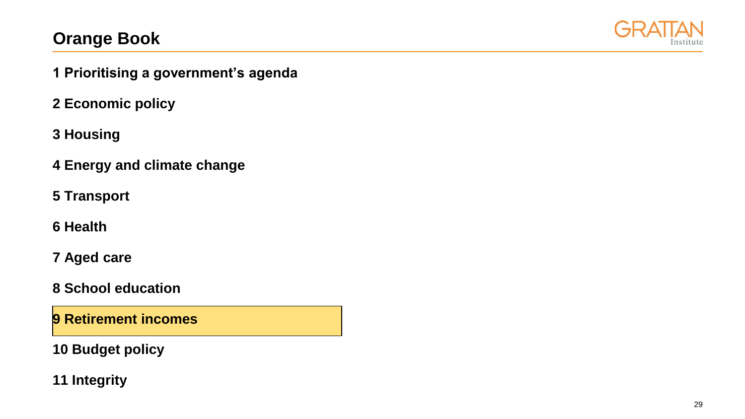# Orange Book

**1 Prioritising a government's agenda**

**2 Economic policy**

**3 Housing**

**4 Energy and climate change**

**5 Transport**

**6 Health**

**7 Aged care**

**8 School education**

**9 Retirement incomes**

**10 Budget policy**

**11 Integrity**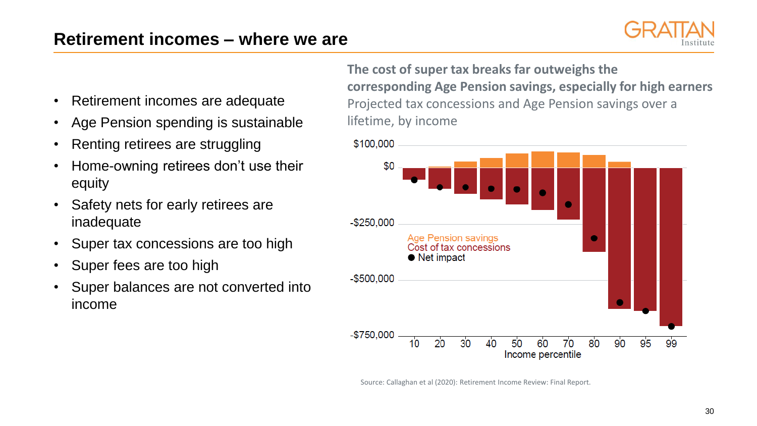## Retirement incomes – where we are

- Retirement incomes are adequate
- Age Pension spending is sustainable
- Renting retirees are struggling
- Home-owning retirees don't use their equity
- Safety nets for early retirees are inadequate
- Super tax concessions are too high
- Super fees are too high
- Super balances are not converted into income

**The cost of super tax breaks far outweighs the corresponding Age Pension savings, especially for high earners**

Projected tax concessions and Age Pension savings over a lifetime, by income

Source: Callaghan et al (2020): Retirement Income Review: Final Report.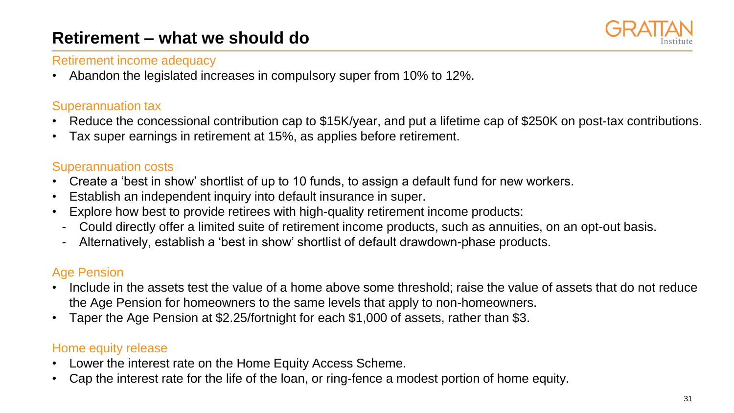# Retirement – what we should do

### Retirement income adequacy

- Abandon the legislated increases in compulsory super from 10% to 12%.

### Superannuation tax

- Reduce the concessional contribution cap to $15K/year, and put a lifetime cap of $250K on post-tax contributions.
- Tax super earnings in retirement at 15%, as applies before retirement.

### Superannuation costs

- Create a 'best in show' shortlist of up to 10 funds, to assign a default fund for new workers.
- Establish an independent inquiry into default insurance in super.
- Explore how best to provide retirees with high-quality retirement income products:
  - Could directly offer a limited suite of retirement income products, such as annuities, on an opt-out basis.
  - Alternatively, establish a 'best in show' shortlist of default drawdown-phase products.

### Age Pension

- Include in the assets test the value of a home above some threshold; raise the value of assets that do not reduce the Age Pension for homeowners to the same levels that apply to non-homeowners.
- Taper the Age Pension at $2.25/fortnight for each $1,000 of assets, rather than $3.

### Home equity release

- Lower the interest rate on the Home Equity Access Scheme.
- Cap the interest rate for the life of the loan, or ring-fence a modest portion of home equity.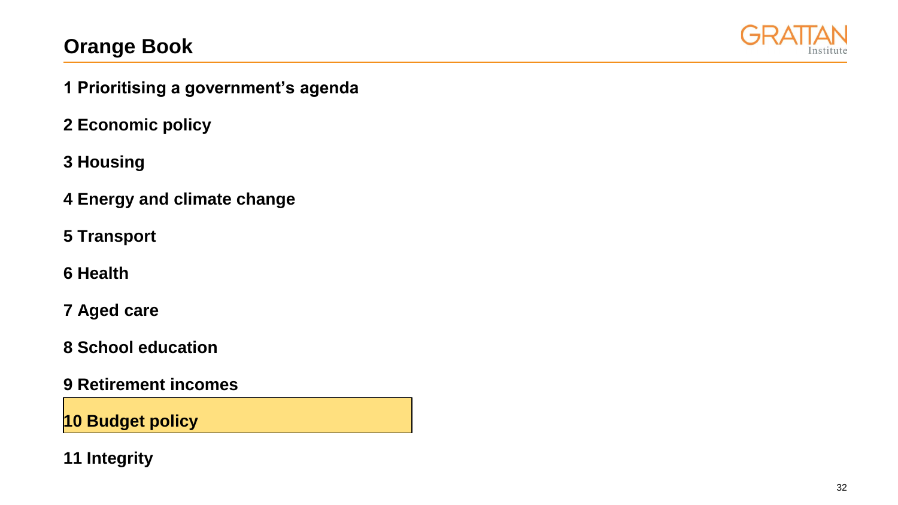# Orange Book

**1 Prioritising a government's agenda**

**2 Economic policy**

**3 Housing**

**4 Energy and climate change**

**5 Transport**

**6 Health**

**7 Aged care**

**8 School education**

**9 Retirement incomes**

**10 Budget policy**

**11 Integrity**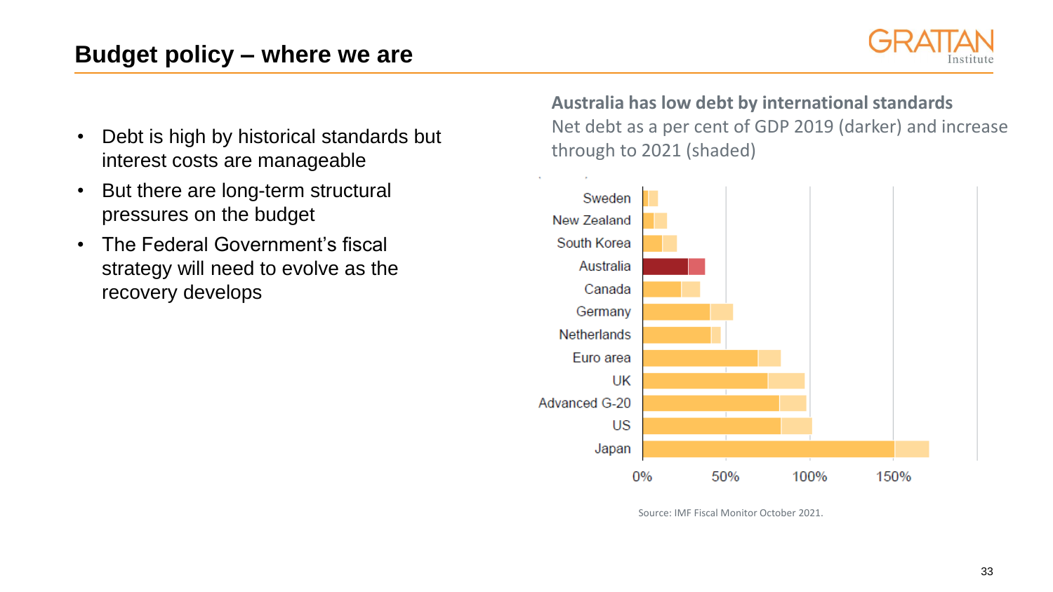# Budget policy – where we are

- Debt is high by historical standards but interest costs are manageable
- But there are long-term structural pressures on the budget
- The Federal Government's fiscal strategy will need to evolve as the recovery develops

**Australia has low debt by international standards**

Net debt as a per cent of GDP 2019 (darker) and increase through to 2021 (shaded)

Sweden
New Zealand
South Korea
Australia
Canada
Germany
Netherlands
Euro area
UK
Advanced G-20
US
Japan

0% 50% 100% 150%

Source: IMF Fiscal Monitor October 2021.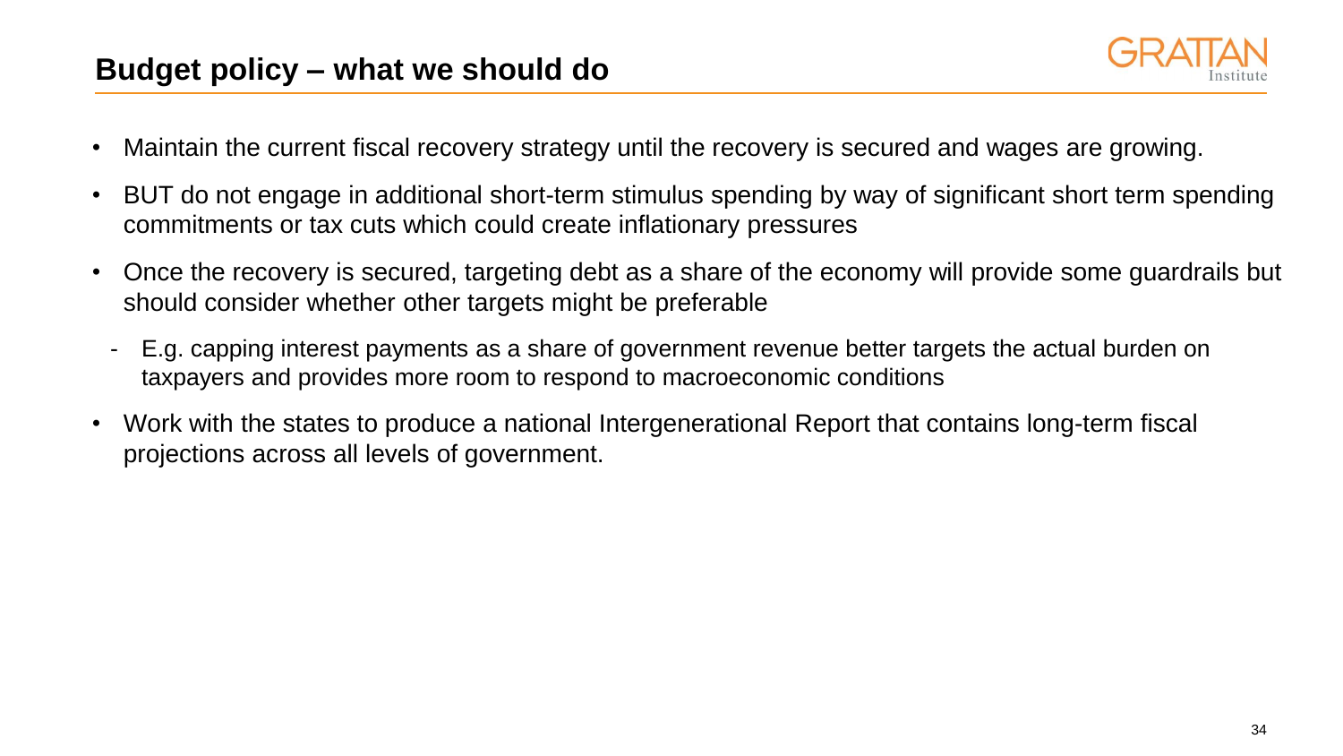## Budget policy – what we should do

- Maintain the current fiscal recovery strategy until the recovery is secured and wages are growing.
- BUT do not engage in additional short-term stimulus spending by way of significant short term spending commitments or tax cuts which could create inflationary pressures
- Once the recovery is secured, targeting debt as a share of the economy will provide some guardrails but should consider whether other targets might be preferable
  - E.g. capping interest payments as a share of government revenue better targets the actual burden on taxpayers and provides more room to respond to macroeconomic conditions
- Work with the states to produce a national Intergenerational Report that contains long-term fiscal projections across all levels of government.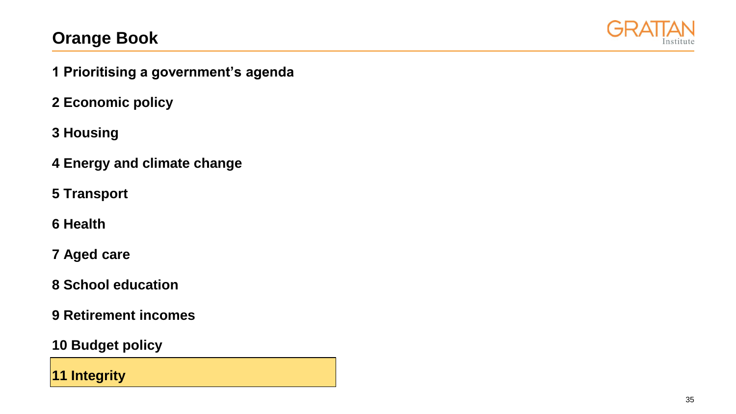# Orange Book

**1 Prioritising a government's agenda**

**2 Economic policy**

**3 Housing**

**4 Energy and climate change**

**5 Transport**

**6 Health**

**7 Aged care**

**8 School education**

**9 Retirement incomes**

**10 Budget policy**

**11 Integrity**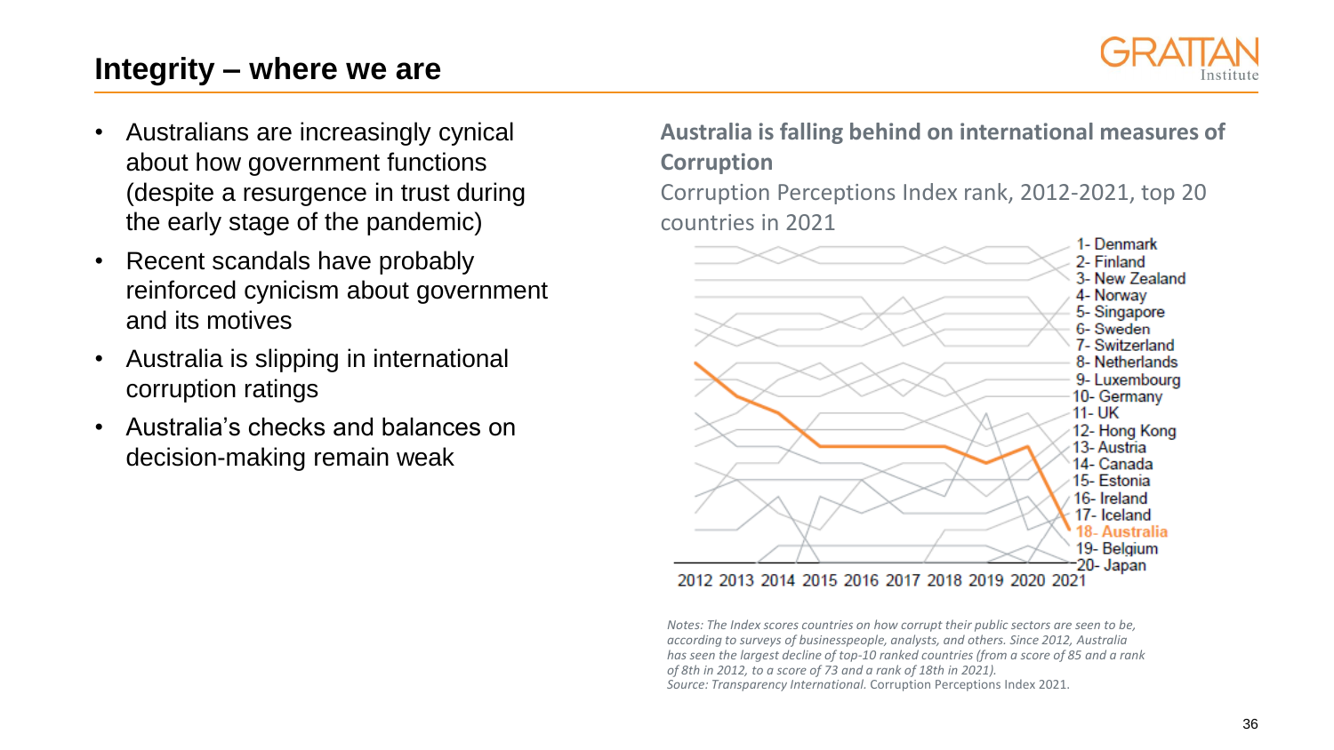## Integrity – where we are

- Australians are increasingly cynical about how government functions (despite a resurgence in trust during the early stage of the pandemic)
- Recent scandals have probably reinforced cynicism about government and its motives
- Australia is slipping in international corruption ratings
- Australia's checks and balances on decision-making remain weak

**Australia is falling behind on international measures of Corruption**

Corruption Perceptions Index rank, 2012-2021, top 20 countries in 2021

1- Denmark
2- Finland
3- New Zealand
4- Norway
5- Singapore
6- Sweden
7- Switzerland
8- Netherlands
9- Luxembourg
10- Germany
11- UK
12- Hong Kong
13- Austria
14- Canada
15- Estonia
16- Ireland
17- Iceland
18- Australia
19- Belgium
20- Japan

2012 2013 2014 2015 2016 2017 2018 2019 2020 2021

*Notes: The Index scores countries on how corrupt their public sectors are seen to be, according to surveys of businesspeople, analysts, and others. Since 2012, Australia has seen the largest decline of top-10 ranked countries (from a score of 85 and a rank of 8th in 2012, to a score of 73 and a rank of 18th in 2021).*
*Source: Transparency International.* Corruption Perceptions Index 2021.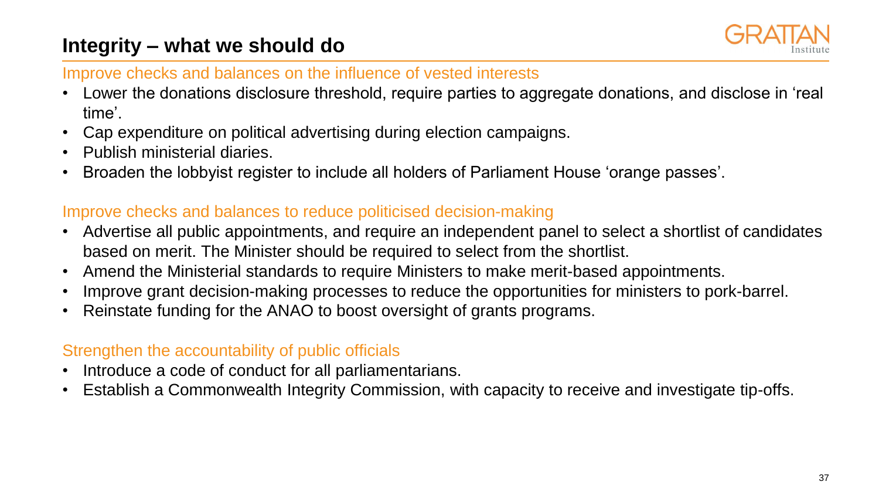# Integrity – what we should do

## Improve checks and balances on the influence of vested interests

- Lower the donations disclosure threshold, require parties to aggregate donations, and disclose in 'real time'.
- Cap expenditure on political advertising during election campaigns.
- Publish ministerial diaries.
- Broaden the lobbyist register to include all holders of Parliament House 'orange passes'.

## Improve checks and balances to reduce politicised decision-making

- Advertise all public appointments, and require an independent panel to select a shortlist of candidates based on merit. The Minister should be required to select from the shortlist.
- Amend the Ministerial standards to require Ministers to make merit-based appointments.
- Improve grant decision-making processes to reduce the opportunities for ministers to pork-barrel.
- Reinstate funding for the ANAO to boost oversight of grants programs.

## Strengthen the accountability of public officials

- Introduce a code of conduct for all parliamentarians.
- Establish a Commonwealth Integrity Commission, with capacity to receive and investigate tip-offs.